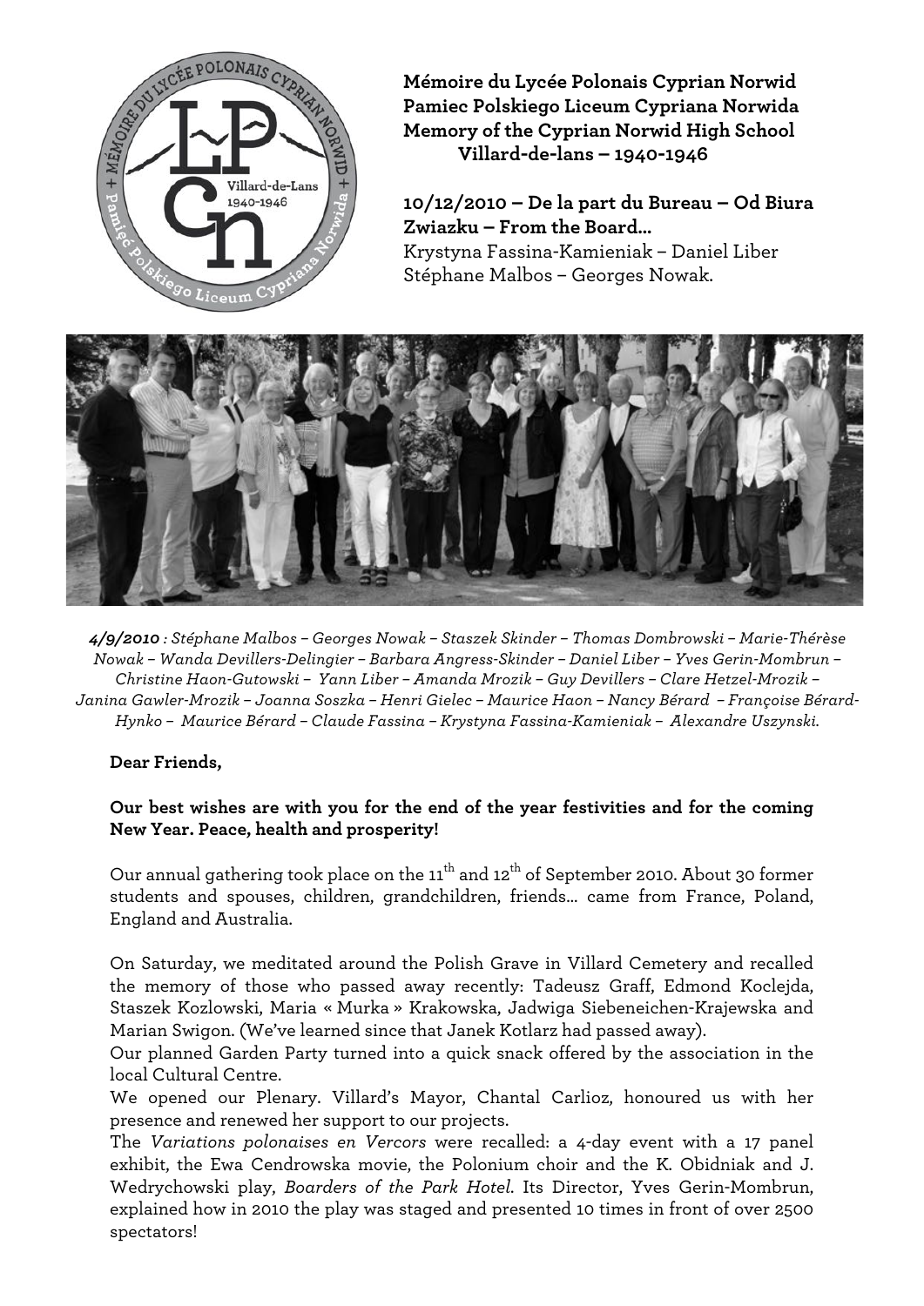**Mémoire du Lycée Polonais Cyprian Norwid**
**Pamiec Polskiego Liceum Cypriana Norwida**
**Memory of the Cyprian Norwid High School**
**Villard-de-lans – 1940-1946**

**10/12/2010 – De la part du Bureau – Od Biura Zwiazku – From the Board...**
Krystyna Fassina-Kamieniak – Daniel Liber
Stéphane Malbos – Georges Nowak.

***4/9/2010** : Stéphane Malbos – Georges Nowak – Staszek Skinder – Thomas Dombrowski – Marie-Thérèse Nowak – Wanda Devillers-Delingier – Barbara Angress-Skinder – Daniel Liber – Yves Gerin-Mombrun – Christine Haon-Gutowski – Yann Liber – Amanda Mrozik – Guy Devillers – Clare Hetzel-Mrozik – Janina Gawler-Mrozik – Joanna Soszka – Henri Gielec – Maurice Haon – Nancy Bérard – Françoise Bérard-Hynko – Maurice Bérard – Claude Fassina – Krystyna Fassina-Kamieniak – Alexandre Uszynski.*

**Dear Friends,**

**Our best wishes are with you for the end of the year festivities and for the coming New Year. Peace, health and prosperity!**

Our annual gathering took place on the 11th and 12th of September 2010. About 30 former students and spouses, children, grandchildren, friends... came from France, Poland, England and Australia.

On Saturday, we meditated around the Polish Grave in Villard Cemetery and recalled the memory of those who passed away recently: Tadeusz Graff, Edmond Koclejda, Staszek Kozlowski, Maria « Murka » Krakowska, Jadwiga Siebeneichen-Krajewska and Marian Swigon. (We've learned since that Janek Kotlarz had passed away).
Our planned Garden Party turned into a quick snack offered by the association in the local Cultural Centre.
We opened our Plenary. Villard's Mayor, Chantal Carlioz, honoured us with her presence and renewed her support to our projects.
The *Variations polonaises en Vercors* were recalled: a 4-day event with a 17 panel exhibit, the Ewa Cendrowska movie, the Polonium choir and the K. Obidniak and J. Wedrychowski play, *Boarders of the Park Hotel*. Its Director, Yves Gerin-Mombrun, explained how in 2010 the play was staged and presented 10 times in front of over 2500 spectators!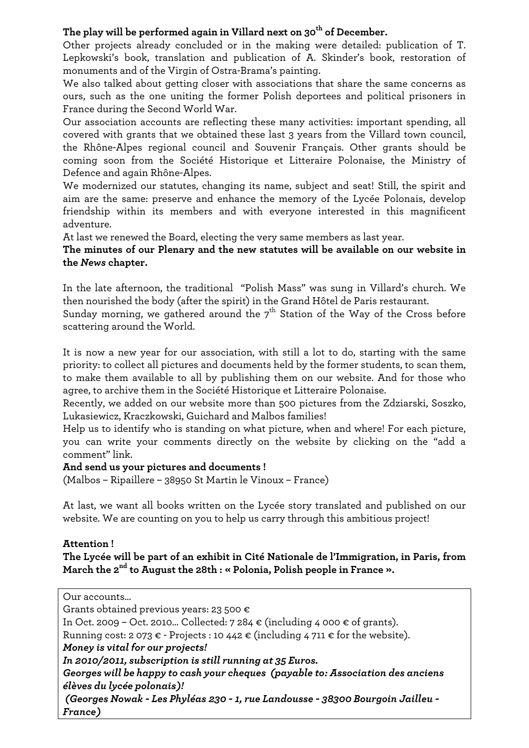**The play will be performed again in Villard next on 30th of December.**

Other projects already concluded or in the making were detailed: publication of T. Lepkowski's book, translation and publication of A. Skinder's book, restoration of monuments and of the Virgin of Ostra-Brama's painting.

We also talked about getting closer with associations that share the same concerns as ours, such as the one uniting the former Polish deportees and political prisoners in France during the Second World War.

Our association accounts are reflecting these many activities: important spending, all covered with grants that we obtained these last 3 years from the Villard town council, the Rhône-Alpes regional council and Souvenir Français. Other grants should be coming soon from the Société Historique et Litteraire Polonaise, the Ministry of Defence and again Rhône-Alpes.

We modernized our statutes, changing its name, subject and seat! Still, the spirit and aim are the same: preserve and enhance the memory of the Lycée Polonais, develop friendship within its members and with everyone interested in this magnificent adventure.

At last we renewed the Board, electing the very same members as last year.

**The minutes of our Plenary and the new statutes will be available on our website in the *News* chapter.**

In the late afternoon, the traditional "Polish Mass" was sung in Villard's church. We then nourished the body (after the spirit) in the Grand Hôtel de Paris restaurant.

Sunday morning, we gathered around the 7th Station of the Way of the Cross before scattering around the World.

It is now a new year for our association, with still a lot to do, starting with the same priority: to collect all pictures and documents held by the former students, to scan them, to make them available to all by publishing them on our website. And for those who agree, to archive them in the Société Historique et Litteraire Polonaise.

Recently, we added on our website more than 500 pictures from the Zdziarski, Soszko, Lukasiewicz, Kraczkowski, Guichard and Malbos families!

Help us to identify who is standing on what picture, when and where! For each picture, you can write your comments directly on the website by clicking on the "add a comment" link.

**And send us your pictures and documents !**

(Malbos – Ripaillere – 38950 St Martin le Vinoux – France)

At last, we want all books written on the Lycée story translated and published on our website. We are counting on you to help us carry through this ambitious project!

**Attention !**

**The Lycée will be part of an exhibit in Cité Nationale de l'Immigration, in Paris, from March the 2nd to August the 28th : « Polonia, Polish people in France ».**

Our accounts…

Grants obtained previous years: 23 500 €

In Oct. 2009 – Oct. 2010… Collected: 7 284 € (including 4 000 € of grants).

Running cost: 2 073 € - Projects : 10 442 € (including 4 711 € for the website).

***Money is vital for our projects!***

***In 2010/2011, subscription is still running at 35 Euros.***

***Georges will be happy to cash your cheques (payable to: Association des anciens élèves du lycée polonais)!***

***(Georges Nowak - Les Phyléas 230 - 1, rue Landousse - 38300 Bourgoin Jailleu - France)***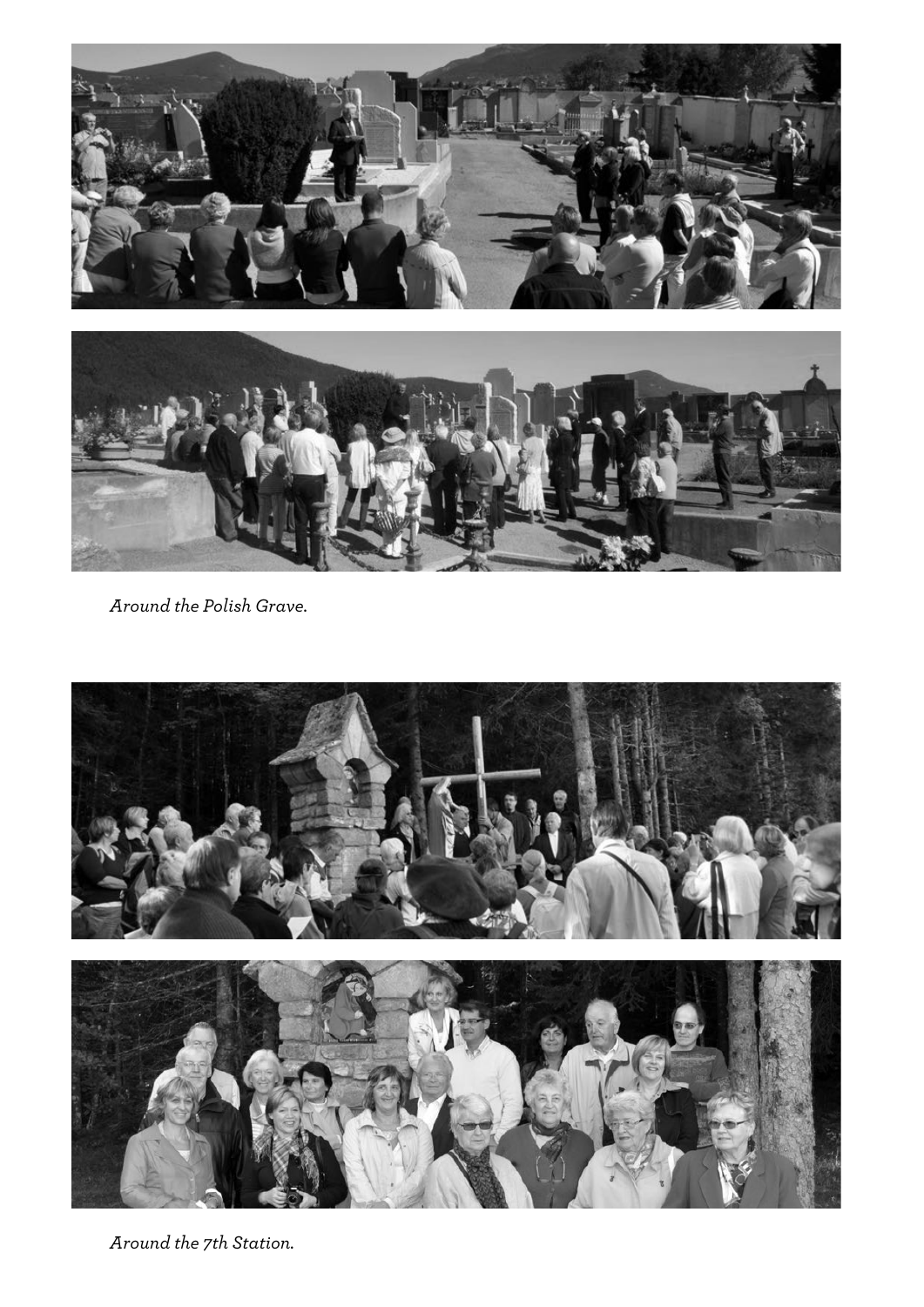*Around the Polish Grave.*

*Around the 7th Station.*